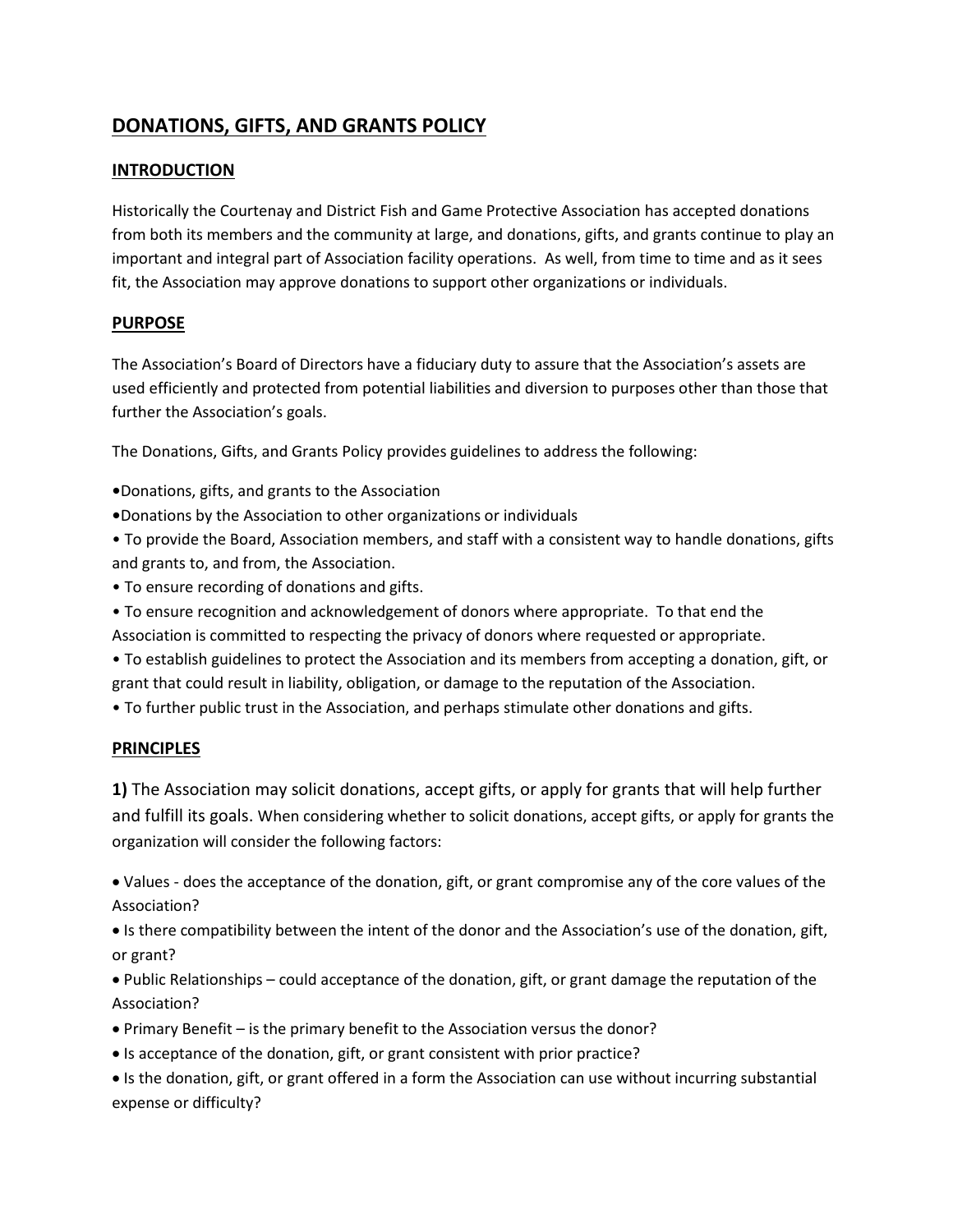# DONATIONS, GIFTS, AND GRANTS POLICY

## INTRODUCTION

Historically the Courtenay and District Fish and Game Protective Association has accepted donations from both its members and the community at large, and donations, gifts, and grants continue to play an important and integral part of Association facility operations. As well, from time to time and as it sees fit, the Association may approve donations to support other organizations or individuals.

## PURPOSE

The Association's Board of Directors have a fiduciary duty to assure that the Association's assets are used efficiently and protected from potential liabilities and diversion to purposes other than those that further the Association's goals.

The Donations, Gifts, and Grants Policy provides guidelines to address the following:

- Donations, gifts, and grants to the Association
- Donations by the Association to other organizations or individuals
- To provide the Board, Association members, and staff with a consistent way to handle donations, gifts and grants to, and from, the Association.
- To ensure recording of donations and gifts.
- To ensure recognition and acknowledgement of donors where appropriate. To that end the Association is committed to respecting the privacy of donors where requested or appropriate.
- To establish guidelines to protect the Association and its members from accepting a donation, gift, or grant that could result in liability, obligation, or damage to the reputation of the Association.
- To further public trust in the Association, and perhaps stimulate other donations and gifts.

## PRINCIPLES

**1)** The Association may solicit donations, accept gifts, or apply for grants that will help further and fulfill its goals. When considering whether to solicit donations, accept gifts, or apply for grants the organization will consider the following factors:

- Values - does the acceptance of the donation, gift, or grant compromise any of the core values of the Association?
- Is there compatibility between the intent of the donor and the Association's use of the donation, gift, or grant?
- Public Relationships – could acceptance of the donation, gift, or grant damage the reputation of the Association?
- Primary Benefit – is the primary benefit to the Association versus the donor?
- Is acceptance of the donation, gift, or grant consistent with prior practice?
- Is the donation, gift, or grant offered in a form the Association can use without incurring substantial expense or difficulty?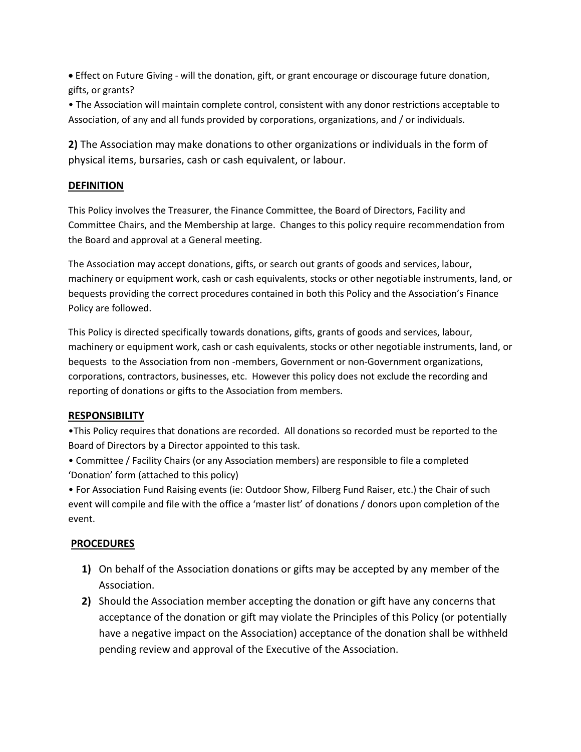- Effect on Future Giving - will the donation, gift, or grant encourage or discourage future donation, gifts, or grants?
- The Association will maintain complete control, consistent with any donor restrictions acceptable to Association, of any and all funds provided by corporations, organizations, and / or individuals.

**2)** The Association may make donations to other organizations or individuals in the form of physical items, bursaries, cash or cash equivalent, or labour.

## DEFINITION

This Policy involves the Treasurer, the Finance Committee, the Board of Directors, Facility and Committee Chairs, and the Membership at large. Changes to this policy require recommendation from the Board and approval at a General meeting.

The Association may accept donations, gifts, or search out grants of goods and services, labour, machinery or equipment work, cash or cash equivalents, stocks or other negotiable instruments, land, or bequests providing the correct procedures contained in both this Policy and the Association's Finance Policy are followed.

This Policy is directed specifically towards donations, gifts, grants of goods and services, labour, machinery or equipment work, cash or cash equivalents, stocks or other negotiable instruments, land, or bequests to the Association from non -members, Government or non-Government organizations, corporations, contractors, businesses, etc. However this policy does not exclude the recording and reporting of donations or gifts to the Association from members.

## RESPONSIBILITY

- This Policy requires that donations are recorded. All donations so recorded must be reported to the Board of Directors by a Director appointed to this task.
- Committee / Facility Chairs (or any Association members) are responsible to file a completed 'Donation' form (attached to this policy)
- For Association Fund Raising events (ie: Outdoor Show, Filberg Fund Raiser, etc.) the Chair of such event will compile and file with the office a 'master list' of donations / donors upon completion of the event.

## PROCEDURES

1) On behalf of the Association donations or gifts may be accepted by any member of the Association.
2) Should the Association member accepting the donation or gift have any concerns that acceptance of the donation or gift may violate the Principles of this Policy (or potentially have a negative impact on the Association) acceptance of the donation shall be withheld pending review and approval of the Executive of the Association.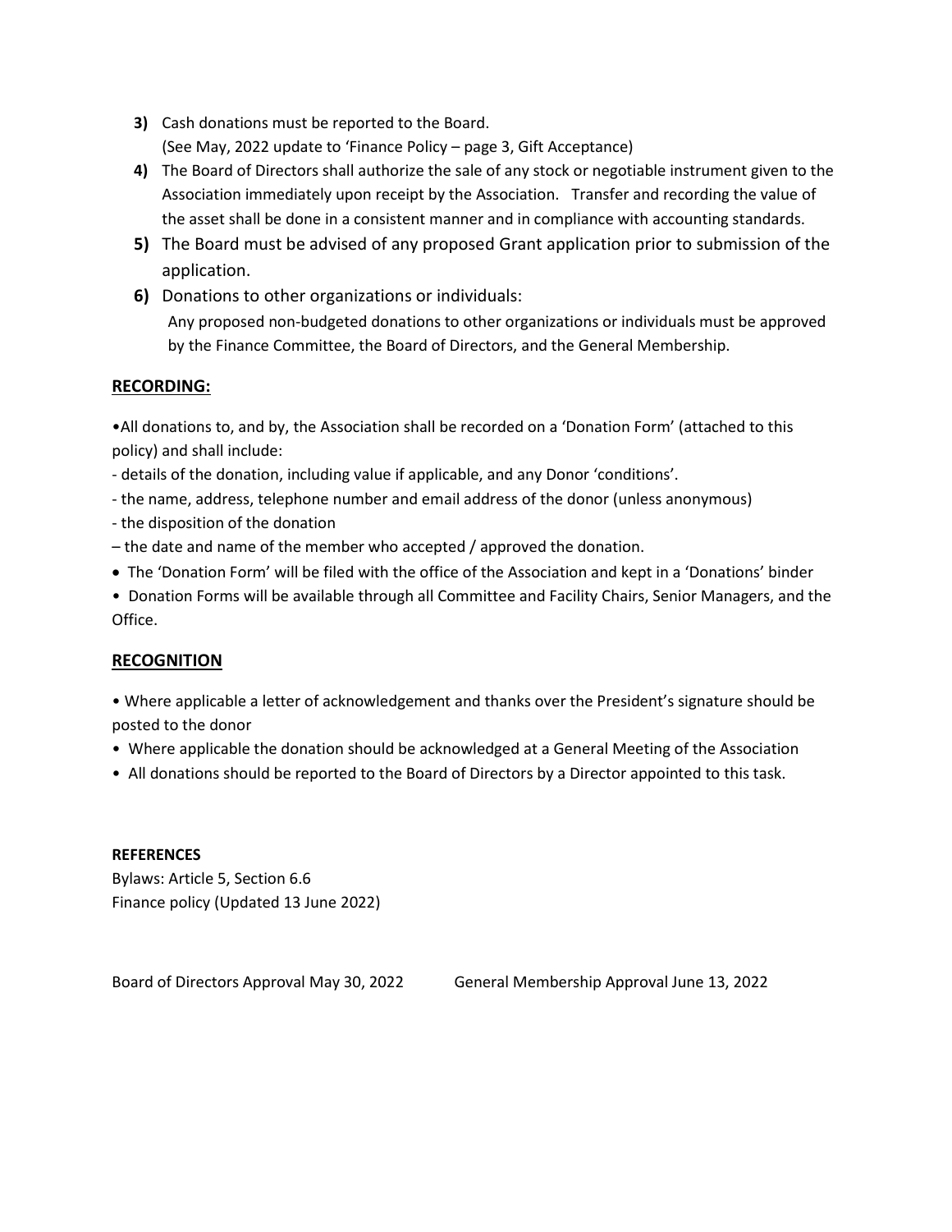3) Cash donations must be reported to the Board.
   (See May, 2022 update to 'Finance Policy – page 3, Gift Acceptance)
4) The Board of Directors shall authorize the sale of any stock or negotiable instrument given to the Association immediately upon receipt by the Association. Transfer and recording the value of the asset shall be done in a consistent manner and in compliance with accounting standards.
5) The Board must be advised of any proposed Grant application prior to submission of the application.
6) Donations to other organizations or individuals:
   Any proposed non-budgeted donations to other organizations or individuals must be approved by the Finance Committee, the Board of Directors, and the General Membership.

## RECORDING:

•All donations to, and by, the Association shall be recorded on a 'Donation Form' (attached to this policy) and shall include:

- details of the donation, including value if applicable, and any Donor 'conditions'.
- the name, address, telephone number and email address of the donor (unless anonymous)
- the disposition of the donation
- the date and name of the member who accepted / approved the donation.

- The 'Donation Form' will be filed with the office of the Association and kept in a 'Donations' binder
- Donation Forms will be available through all Committee and Facility Chairs, Senior Managers, and the Office.

## RECOGNITION

- Where applicable a letter of acknowledgement and thanks over the President's signature should be posted to the donor
- Where applicable the donation should be acknowledged at a General Meeting of the Association
- All donations should be reported to the Board of Directors by a Director appointed to this task.

**REFERENCES**
Bylaws: Article 5, Section 6.6
Finance policy (Updated 13 June 2022)

Board of Directors Approval May 30, 2022 General Membership Approval June 13, 2022